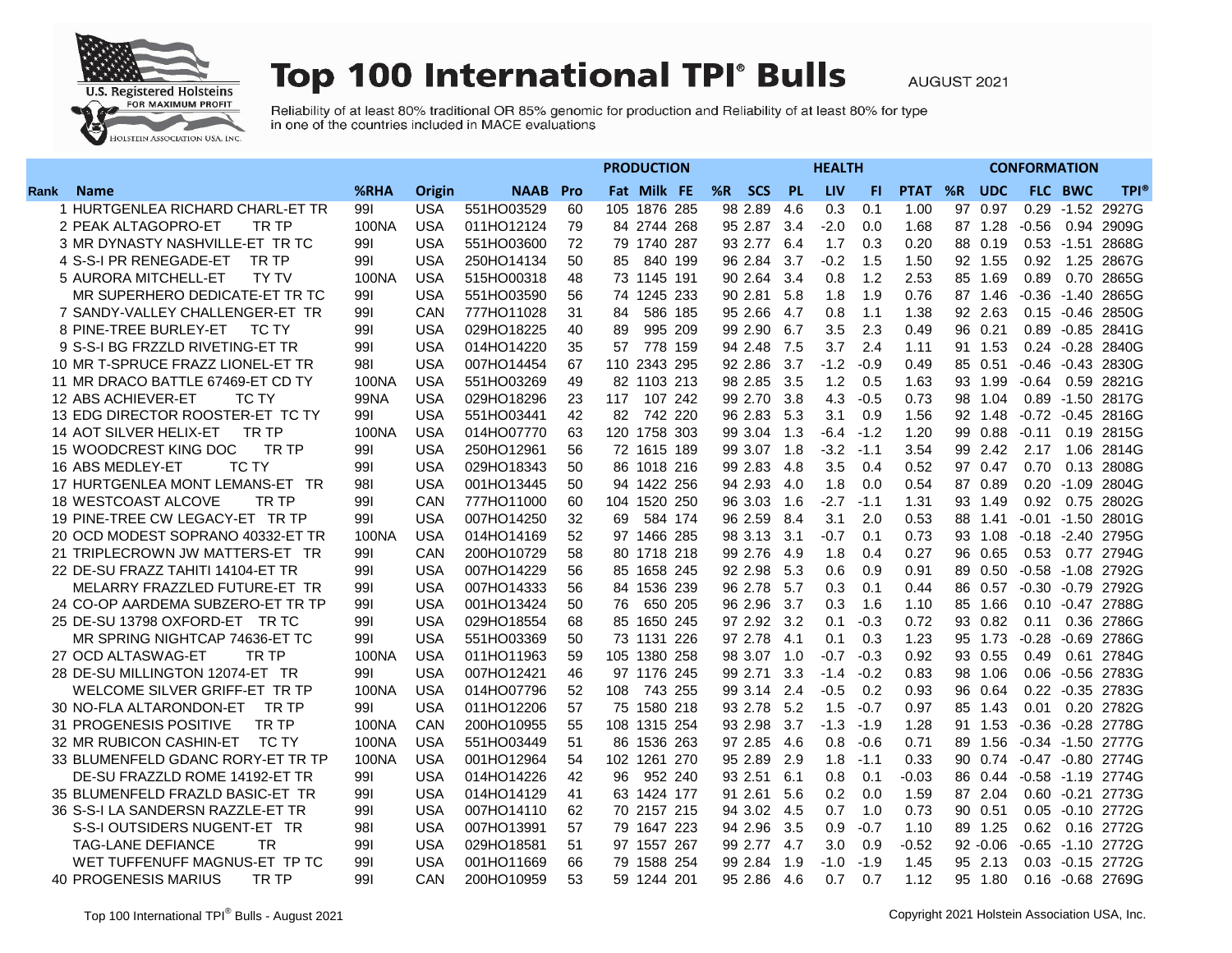# Top 100 International TPI® Bulls

AUGUST 2021

Reliability of at least 80% traditional OR 85% genomic for production and Reliability of at least 80% for type in one of the countries included in MACE evaluations

| | | | | | | PRODUCTION | | | HEALTH | | | | | | CONFORMATION | | | | |
|---|---|---|---|---|---|---|---|---|---|---|---|---|---|---|---|---|---|---|---|
| Rank | Name | %RHA | Origin | NAAB | Pro | Fat | Milk | FE | %R | SCS | PL | LIV | FI | PTAT | %R | UDC | FLC | BWC | TPI® |
| 1 | HURTGENLEA RICHARD CHARL-ET TR | 99I | USA | 551HO03529 | 60 | 105 | 1876 | 285 | 98 | 2.89 | 4.6 | 0.3 | 0.1 | 1.00 | 97 | 0.97 | 0.29 | -1.52 | 2927G |
| 2 | PEAK ALTAGOPRO-ET TR TP | 100NA | USA | 011HO12124 | 79 | 84 | 2744 | 268 | 95 | 2.87 | 3.4 | -2.0 | 0.0 | 1.68 | 87 | 1.28 | -0.56 | 0.94 | 2909G |
| 3 | MR DYNASTY NASHVILLE-ET TR TC | 99I | USA | 551HO03600 | 72 | 79 | 1740 | 287 | 93 | 2.77 | 6.4 | 1.7 | 0.3 | 0.20 | 88 | 0.19 | 0.53 | -1.51 | 2868G |
| 4 | S-S-I PR RENEGADE-ET TR TP | 99I | USA | 250HO14134 | 50 | 85 | 840 | 199 | 96 | 2.84 | 3.7 | -0.2 | 1.5 | 1.50 | 92 | 1.55 | 0.92 | 1.25 | 2867G |
| 5 | AURORA MITCHELL-ET TY TV | 100NA | USA | 515HO00318 | 48 | 73 | 1145 | 191 | 90 | 2.64 | 3.4 | 0.8 | 1.2 | 2.53 | 85 | 1.69 | 0.89 | 0.70 | 2865G |
| | MR SUPERHERO DEDICATE-ET TR TC | 99I | USA | 551HO03590 | 56 | 74 | 1245 | 233 | 90 | 2.81 | 5.8 | 1.8 | 1.9 | 0.76 | 87 | 1.46 | -0.36 | -1.40 | 2865G |
| 7 | SANDY-VALLEY CHALLENGER-ET TR | 99I | CAN | 777HO11028 | 31 | 84 | 586 | 185 | 95 | 2.66 | 4.7 | 0.8 | 1.1 | 1.38 | 92 | 2.63 | 0.15 | -0.46 | 2850G |
| 8 | PINE-TREE BURLEY-ET TC TY | 99I | USA | 029HO18225 | 40 | 89 | 995 | 209 | 99 | 2.90 | 6.7 | 3.5 | 2.3 | 0.49 | 96 | 0.21 | 0.89 | -0.85 | 2841G |
| 9 | S-S-I BG FRZZLD RIVETING-ET TR | 99I | USA | 014HO14220 | 35 | 57 | 778 | 159 | 94 | 2.48 | 7.5 | 3.7 | 2.4 | 1.11 | 91 | 1.53 | 0.24 | -0.28 | 2840G |
| 10 | MR T-SPRUCE FRAZZ LIONEL-ET TR | 98I | USA | 007HO14454 | 67 | 110 | 2343 | 295 | 92 | 2.86 | 3.7 | -1.2 | -0.9 | 0.49 | 85 | 0.51 | -0.46 | -0.43 | 2830G |
| 11 | MR DRACO BATTLE 67469-ET CD TY | 100NA | USA | 551HO03269 | 49 | 82 | 1103 | 213 | 98 | 2.85 | 3.5 | 1.2 | 0.5 | 1.63 | 93 | 1.99 | -0.64 | 0.59 | 2821G |
| 12 | ABS ACHIEVER-ET TC TY | 99NA | USA | 029HO18296 | 23 | 117 | 107 | 242 | 99 | 2.70 | 3.8 | 4.3 | -0.5 | 0.73 | 98 | 1.04 | 0.89 | -1.50 | 2817G |
| 13 | EDG DIRECTOR ROOSTER-ET TC TY | 99I | USA | 551HO03441 | 42 | 82 | 742 | 220 | 96 | 2.83 | 5.3 | 3.1 | 0.9 | 1.56 | 92 | 1.48 | -0.72 | -0.45 | 2816G |
| 14 | AOT SILVER HELIX-ET TR TP | 100NA | USA | 014HO07770 | 63 | 120 | 1758 | 303 | 99 | 3.04 | 1.3 | -6.4 | -1.2 | 1.20 | 99 | 0.88 | -0.11 | 0.19 | 2815G |
| 15 | WOODCREST KING DOC TR TP | 99I | USA | 250HO12961 | 56 | 72 | 1615 | 189 | 99 | 3.07 | 1.8 | -3.2 | -1.1 | 3.54 | 99 | 2.42 | 2.17 | 1.06 | 2814G |
| 16 | ABS MEDLEY-ET TC TY | 99I | USA | 029HO18343 | 50 | 86 | 1018 | 216 | 99 | 2.83 | 4.8 | 3.5 | 0.4 | 0.52 | 97 | 0.47 | 0.70 | 0.13 | 2808G |
| 17 | HURTGENLEA MONT LEMANS-ET TR | 98I | USA | 001HO13445 | 50 | 94 | 1422 | 256 | 94 | 2.93 | 4.0 | 1.8 | 0.0 | 0.54 | 87 | 0.89 | 0.20 | -1.09 | 2804G |
| 18 | WESTCOAST ALCOVE TR TP | 99I | CAN | 777HO11000 | 60 | 104 | 1520 | 250 | 96 | 3.03 | 1.6 | -2.7 | -1.1 | 1.31 | 93 | 1.49 | 0.92 | 0.75 | 2802G |
| 19 | PINE-TREE CW LEGACY-ET TR TP | 99I | USA | 007HO14250 | 32 | 69 | 584 | 174 | 96 | 2.59 | 8.4 | 3.1 | 2.0 | 0.53 | 88 | 1.41 | -0.01 | -1.50 | 2801G |
| 20 | OCD MODEST SOPRANO 40332-ET TR | 100NA | USA | 014HO14169 | 52 | 97 | 1466 | 285 | 98 | 3.13 | 3.1 | -0.7 | 0.1 | 0.73 | 93 | 1.08 | -0.18 | -2.40 | 2795G |
| 21 | TRIPLECROWN JW MATTERS-ET TR | 99I | CAN | 200HO10729 | 58 | 80 | 1718 | 218 | 99 | 2.76 | 4.9 | 1.8 | 0.4 | 0.27 | 96 | 0.65 | 0.53 | 0.77 | 2794G |
| 22 | DE-SU FRAZZ TAHITI 14104-ET TR | 99I | USA | 007HO14229 | 56 | 85 | 1658 | 245 | 92 | 2.98 | 5.3 | 0.6 | 0.9 | 0.91 | 89 | 0.50 | -0.58 | -1.08 | 2792G |
| | MELARRY FRAZZLED FUTURE-ET TR | 99I | USA | 007HO14333 | 56 | 84 | 1536 | 239 | 96 | 2.78 | 5.7 | 0.3 | 0.1 | 0.44 | 86 | 0.57 | -0.30 | -0.79 | 2792G |
| 24 | CO-OP AARDEMA SUBZERO-ET TR TP | 99I | USA | 001HO13424 | 50 | 76 | 650 | 205 | 96 | 2.96 | 3.7 | 0.3 | 1.6 | 1.10 | 85 | 1.66 | 0.10 | -0.47 | 2788G |
| 25 | DE-SU 13798 OXFORD-ET TR TC | 99I | USA | 029HO18554 | 68 | 85 | 1650 | 245 | 97 | 2.92 | 3.2 | 0.1 | -0.3 | 0.72 | 93 | 0.82 | 0.11 | 0.36 | 2786G |
| | MR SPRING NIGHTCAP 74636-ET TC | 99I | USA | 551HO03369 | 50 | 73 | 1131 | 226 | 97 | 2.78 | 4.1 | 0.1 | 0.3 | 1.23 | 95 | 1.73 | -0.28 | -0.69 | 2786G |
| 27 | OCD ALTASWAG-ET TR TP | 100NA | USA | 011HO11963 | 59 | 105 | 1380 | 258 | 98 | 3.07 | 1.0 | -0.7 | -0.3 | 0.92 | 93 | 0.55 | 0.49 | 0.61 | 2784G |
| 28 | DE-SU MILLINGTON 12074-ET TR | 99I | USA | 007HO12421 | 46 | 97 | 1176 | 245 | 99 | 2.71 | 3.3 | -1.4 | -0.2 | 0.83 | 98 | 1.06 | 0.06 | -0.56 | 2783G |
| | WELCOME SILVER GRIFF-ET TR TP | 100NA | USA | 014HO07796 | 52 | 108 | 743 | 255 | 99 | 3.14 | 2.4 | -0.5 | 0.2 | 0.93 | 96 | 0.64 | 0.22 | -0.35 | 2783G |
| 30 | NO-FLA ALTARONDON-ET TR TP | 99I | USA | 011HO12206 | 57 | 75 | 1580 | 218 | 93 | 2.78 | 5.2 | 1.5 | -0.7 | 0.97 | 85 | 1.43 | 0.01 | 0.20 | 2782G |
| 31 | PROGENESIS POSITIVE TR TP | 100NA | CAN | 200HO10955 | 55 | 108 | 1315 | 254 | 93 | 2.98 | 3.7 | -1.3 | -1.9 | 1.28 | 91 | 1.53 | -0.36 | -0.28 | 2778G |
| 32 | MR RUBICON CASHIN-ET TC TY | 100NA | USA | 551HO03449 | 51 | 86 | 1536 | 263 | 97 | 2.85 | 4.6 | 0.8 | -0.6 | 0.71 | 89 | 1.56 | -0.34 | -1.50 | 2777G |
| 33 | BLUMENFELD GDANC RORY-ET TR TP | 100NA | USA | 001HO12964 | 54 | 102 | 1261 | 270 | 95 | 2.89 | 2.9 | 1.8 | -1.1 | 0.33 | 90 | 0.74 | -0.47 | -0.80 | 2774G |
| | DE-SU FRAZZLD ROME 14192-ET TR | 99I | USA | 014HO14226 | 42 | 96 | 952 | 240 | 93 | 2.51 | 6.1 | 0.8 | 0.1 | -0.03 | 86 | 0.44 | -0.58 | -1.19 | 2774G |
| 35 | BLUMENFELD FRAZLD BASIC-ET TR | 99I | USA | 014HO14129 | 41 | 63 | 1424 | 177 | 91 | 2.61 | 5.6 | 0.2 | 0.0 | 1.59 | 87 | 2.04 | 0.60 | -0.21 | 2773G |
| 36 | S-S-I LA SANDERSN RAZZLE-ET TR | 99I | USA | 007HO14110 | 62 | 70 | 2157 | 215 | 94 | 3.02 | 4.5 | 0.7 | 1.0 | 0.73 | 90 | 0.51 | 0.05 | -0.10 | 2772G |
| | S-S-I OUTSIDERS NUGENT-ET TR | 98I | USA | 007HO13991 | 57 | 79 | 1647 | 223 | 94 | 2.96 | 3.5 | 0.9 | -0.7 | 1.10 | 89 | 1.25 | 0.62 | 0.16 | 2772G |
| | TAG-LANE DEFIANCE TR | 99I | USA | 029HO18581 | 51 | 97 | 1557 | 267 | 99 | 2.77 | 4.7 | 3.0 | 0.9 | -0.52 | 92 | -0.06 | -0.65 | -1.10 | 2772G |
| | WET TUFFENUFF MAGNUS-ET TP TC | 99I | USA | 001HO11669 | 66 | 79 | 1588 | 254 | 99 | 2.84 | 1.9 | -1.0 | -1.9 | 1.45 | 95 | 2.13 | 0.03 | -0.15 | 2772G |
| 40 | PROGENESIS MARIUS TR TP | 99I | CAN | 200HO10959 | 53 | 59 | 1244 | 201 | 95 | 2.86 | 4.6 | 0.7 | 0.7 | 1.12 | 95 | 1.80 | 0.16 | -0.68 | 2769G |

Copyright 2021 Holstein Association USA, Inc.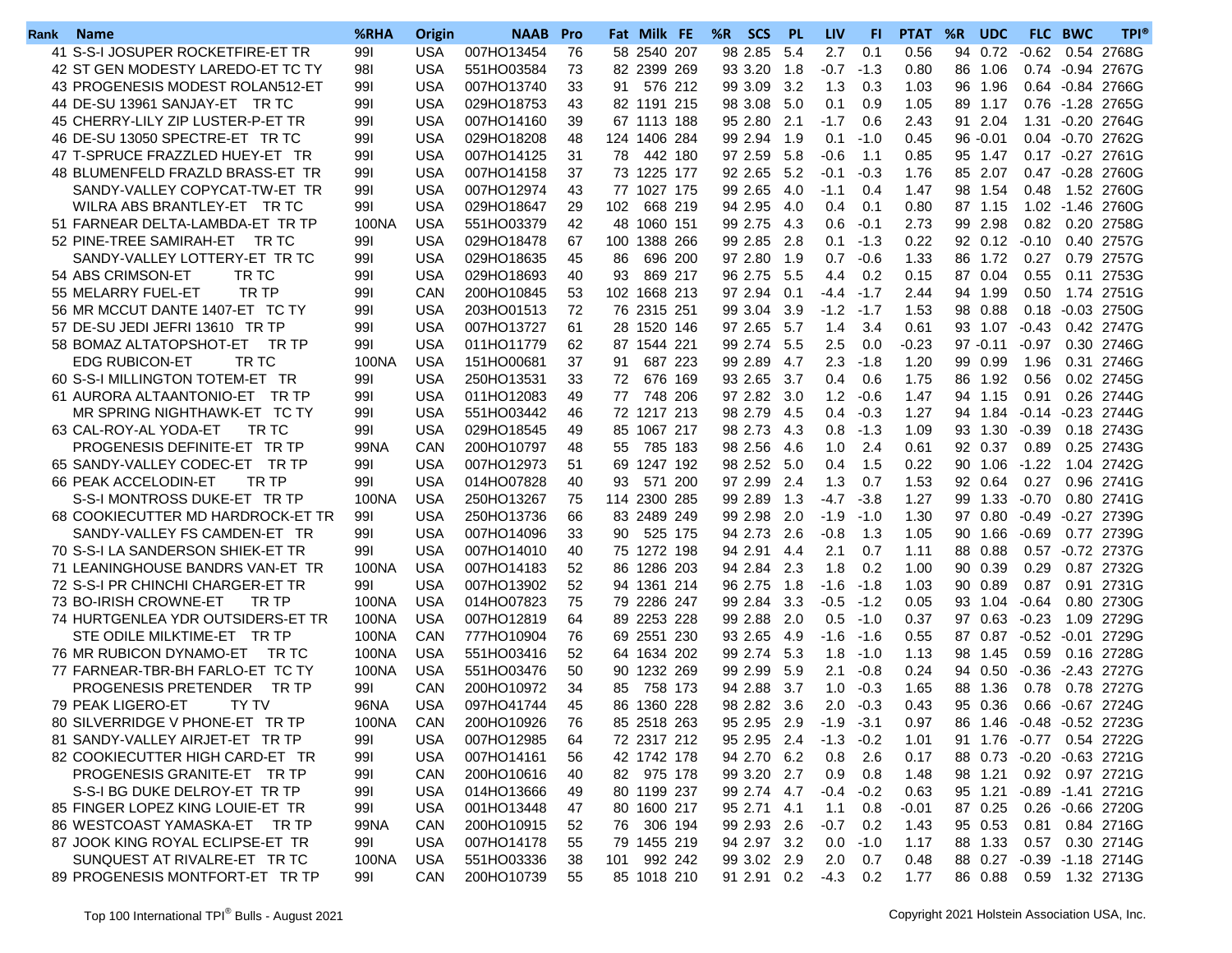| Rank | Name | %RHA | Origin | NAAB | Pro | Fat | Milk | FE | %R | SCS | PL | LIV | FI | PTAT | %R | UDC | FLC | BWC | TPI® |
|---|---|---|---|---|---|---|---|---|---|---|---|---|---|---|---|---|---|---|---|
| 41 | S-S-I JOSUPER ROCKETFIRE-ET TR | 99I | USA | 007HO13454 | 76 | 58 | 2540 | 207 | 98 | 2.85 | 5.4 | 2.7 | 0.1 | 0.56 | 94 | 0.72 | -0.62 | 0.54 | 2768G |
| 42 | ST GEN MODESTY LAREDO-ET TC TY | 98I | USA | 551HO03584 | 73 | 82 | 2399 | 269 | 93 | 3.20 | 1.8 | -0.7 | -1.3 | 0.80 | 86 | 1.06 | 0.74 | -0.94 | 2767G |
| 43 | PROGENESIS MODEST ROLAN512-ET | 99I | USA | 007HO13740 | 33 | 91 | 576 | 212 | 99 | 3.09 | 3.2 | 1.3 | 0.3 | 1.03 | 96 | 1.96 | 0.64 | -0.84 | 2766G |
| 44 | DE-SU 13961 SANJAY-ET TR TC | 99I | USA | 029HO18753 | 43 | 82 | 1191 | 215 | 98 | 3.08 | 5.0 | 0.1 | 0.9 | 1.05 | 89 | 1.17 | 0.76 | -1.28 | 2765G |
| 45 | CHERRY-LILY ZIP LUSTER-P-ET TR | 99I | USA | 007HO14160 | 39 | 67 | 1113 | 188 | 95 | 2.80 | 2.1 | -1.7 | 0.6 | 2.43 | 91 | 2.04 | 1.31 | -0.20 | 2764G |
| 46 | DE-SU 13050 SPECTRE-ET TR TC | 99I | USA | 029HO18208 | 48 | 124 | 1406 | 284 | 99 | 2.94 | 1.9 | 0.1 | -1.0 | 0.45 | 96 | -0.01 | 0.04 | -0.70 | 2762G |
| 47 | T-SPRUCE FRAZZLED HUEY-ET TR | 99I | USA | 007HO14125 | 31 | 78 | 442 | 180 | 97 | 2.59 | 5.8 | -0.6 | 1.1 | 0.85 | 95 | 1.47 | 0.17 | -0.27 | 2761G |
| 48 | BLUMENFELD FRAZLD BRASS-ET TR | 99I | USA | 007HO14158 | 37 | 73 | 1225 | 177 | 92 | 2.65 | 5.2 | -0.1 | -0.3 | 1.76 | 85 | 2.07 | 0.47 | -0.28 | 2760G |
| | SANDY-VALLEY COPYCAT-TW-ET TR | 99I | USA | 007HO12974 | 43 | 77 | 1027 | 175 | 99 | 2.65 | 4.0 | -1.1 | 0.4 | 1.47 | 98 | 1.54 | 0.48 | 1.52 | 2760G |
| | WILRA ABS BRANTLEY-ET TR TC | 99I | USA | 029HO18647 | 29 | 102 | 668 | 219 | 94 | 2.95 | 4.0 | 0.4 | 0.1 | 0.80 | 87 | 1.15 | 1.02 | -1.46 | 2760G |
| 51 | FARNEAR DELTA-LAMBDA-ET TR TP | 100NA | USA | 551HO03379 | 42 | 48 | 1060 | 151 | 99 | 2.75 | 4.3 | 0.6 | -0.1 | 2.73 | 99 | 2.98 | 0.82 | 0.20 | 2758G |
| 52 | PINE-TREE SAMIRAH-ET TR TC | 99I | USA | 029HO18478 | 67 | 100 | 1388 | 266 | 99 | 2.85 | 2.8 | 0.1 | -1.3 | 0.22 | 92 | 0.12 | -0.10 | 0.40 | 2757G |
| | SANDY-VALLEY LOTTERY-ET TR TC | 99I | USA | 029HO18635 | 45 | 86 | 696 | 200 | 97 | 2.80 | 1.9 | 0.7 | -0.6 | 1.33 | 86 | 1.72 | 0.27 | 0.79 | 2757G |
| 54 | ABS CRIMSON-ET TR TC | 99I | USA | 029HO18693 | 40 | 93 | 869 | 217 | 96 | 2.75 | 5.5 | 4.4 | 0.2 | 0.15 | 87 | 0.04 | 0.55 | 0.11 | 2753G |
| 55 | MELARRY FUEL-ET TR TP | 99I | CAN | 200HO10845 | 53 | 102 | 1668 | 213 | 97 | 2.94 | 0.1 | -4.4 | -1.7 | 2.44 | 94 | 1.99 | 0.50 | 1.74 | 2751G |
| 56 | MR MCCUT DANTE 1407-ET TC TY | 99I | USA | 203HO01513 | 72 | 76 | 2315 | 251 | 99 | 3.04 | 3.9 | -1.2 | -1.7 | 1.53 | 98 | 0.88 | 0.18 | -0.03 | 2750G |
| 57 | DE-SU JEDI JEFRI 13610 TR TP | 99I | USA | 007HO13727 | 61 | 28 | 1520 | 146 | 97 | 2.65 | 5.7 | 1.4 | 3.4 | 0.61 | 93 | 1.07 | -0.43 | 0.42 | 2747G |
| 58 | BOMAZ ALTATOPSHOT-ET TR TP | 99I | USA | 011HO11779 | 62 | 87 | 1544 | 221 | 99 | 2.74 | 5.5 | 2.5 | 0.0 | -0.23 | 97 | -0.11 | -0.97 | 0.30 | 2746G |
| | EDG RUBICON-ET TR TC | 100NA | USA | 151HO00681 | 37 | 91 | 687 | 223 | 99 | 2.89 | 4.7 | 2.3 | -1.8 | 1.20 | 99 | 0.99 | 1.96 | 0.31 | 2746G |
| 60 | S-S-I MILLINGTON TOTEM-ET TR | 99I | USA | 250HO13531 | 33 | 72 | 676 | 169 | 93 | 2.65 | 3.7 | 0.4 | 0.6 | 1.75 | 86 | 1.92 | 0.56 | 0.02 | 2745G |
| 61 | AURORA ALTAANTONIO-ET TR TP | 99I | USA | 011HO12083 | 49 | 77 | 748 | 206 | 97 | 2.82 | 3.0 | 1.2 | -0.6 | 1.47 | 94 | 1.15 | 0.91 | 0.26 | 2744G |
| | MR SPRING NIGHTHAWK-ET TC TY | 99I | USA | 551HO03442 | 46 | 72 | 1217 | 213 | 98 | 2.79 | 4.5 | 0.4 | -0.3 | 1.27 | 94 | 1.84 | -0.14 | -0.23 | 2744G |
| 63 | CAL-ROY-AL YODA-ET TR TC | 99I | USA | 029HO18545 | 49 | 85 | 1067 | 217 | 98 | 2.73 | 4.3 | 0.8 | -1.3 | 1.09 | 93 | 1.30 | -0.39 | 0.18 | 2743G |
| | PROGENESIS DEFINITE-ET TR TP | 99NA | CAN | 200HO10797 | 48 | 55 | 785 | 183 | 98 | 2.56 | 4.6 | 1.0 | 2.4 | 0.61 | 92 | 0.37 | 0.89 | 0.25 | 2743G |
| 65 | SANDY-VALLEY CODEC-ET TR TP | 99I | USA | 007HO12973 | 51 | 69 | 1247 | 192 | 98 | 2.52 | 5.0 | 0.4 | 1.5 | 0.22 | 90 | 1.06 | -1.22 | 1.04 | 2742G |
| 66 | PEAK ACCELODIN-ET TR TP | 99I | USA | 014HO07828 | 40 | 93 | 571 | 200 | 97 | 2.99 | 2.4 | 1.3 | 0.7 | 1.53 | 92 | 0.64 | 0.27 | 0.96 | 2741G |
| | S-S-I MONTROSS DUKE-ET TR TP | 100NA | USA | 250HO13267 | 75 | 114 | 2300 | 285 | 99 | 2.89 | 1.3 | -4.7 | -3.8 | 1.27 | 99 | 1.33 | -0.70 | 0.80 | 2741G |
| 68 | COOKIECUTTER MD HARDROCK-ET TR | 99I | USA | 250HO13736 | 66 | 83 | 2489 | 249 | 99 | 2.98 | 2.0 | -1.9 | -1.0 | 1.30 | 97 | 0.80 | -0.49 | -0.27 | 2739G |
| | SANDY-VALLEY FS CAMDEN-ET TR | 99I | USA | 007HO14096 | 33 | 90 | 525 | 175 | 94 | 2.73 | 2.6 | -0.8 | 1.3 | 1.05 | 90 | 1.66 | -0.69 | 0.77 | 2739G |
| 70 | S-S-I LA SANDERSON SHIEK-ET TR | 99I | USA | 007HO14010 | 40 | 75 | 1272 | 198 | 94 | 2.91 | 4.4 | 2.1 | 0.7 | 1.11 | 88 | 0.88 | 0.57 | -0.72 | 2737G |
| 71 | LEANINGHOUSE BANDRS VAN-ET TR | 100NA | USA | 007HO14183 | 52 | 86 | 1286 | 203 | 94 | 2.84 | 2.3 | 1.8 | 0.2 | 1.00 | 90 | 0.39 | 0.29 | 0.87 | 2732G |
| 72 | S-S-I PR CHINCHI CHARGER-ET TR | 99I | USA | 007HO13902 | 52 | 94 | 1361 | 214 | 96 | 2.75 | 1.8 | -1.6 | -1.8 | 1.03 | 90 | 0.89 | 0.87 | 0.91 | 2731G |
| 73 | BO-IRISH CROWNE-ET TR TP | 100NA | USA | 014HO07823 | 75 | 79 | 2286 | 247 | 99 | 2.84 | 3.3 | -0.5 | -1.2 | 0.05 | 93 | 1.04 | -0.64 | 0.80 | 2730G |
| 74 | HURTGENLEA YDR OUTSIDERS-ET TR | 100NA | USA | 007HO12819 | 64 | 89 | 2253 | 228 | 99 | 2.88 | 2.0 | 0.5 | -1.0 | 0.37 | 97 | 0.63 | -0.23 | 1.09 | 2729G |
| | STE ODILE MILKTIME-ET TR TP | 100NA | CAN | 777HO10904 | 76 | 69 | 2551 | 230 | 93 | 2.65 | 4.9 | -1.6 | -1.6 | 0.55 | 87 | 0.87 | -0.52 | -0.01 | 2729G |
| 76 | MR RUBICON DYNAMO-ET TR TC | 100NA | USA | 551HO03416 | 52 | 64 | 1634 | 202 | 99 | 2.74 | 5.3 | 1.8 | -1.0 | 1.13 | 98 | 1.45 | 0.59 | 0.16 | 2728G |
| 77 | FARNEAR-TBR-BH FARLO-ET TC TY | 100NA | USA | 551HO03476 | 50 | 90 | 1232 | 269 | 99 | 2.99 | 5.9 | 2.1 | -0.8 | 0.24 | 94 | 0.50 | -0.36 | -2.43 | 2727G |
| | PROGENESIS PRETENDER TR TP | 99I | CAN | 200HO10972 | 34 | 85 | 758 | 173 | 94 | 2.88 | 3.7 | 1.0 | -0.3 | 1.65 | 88 | 1.36 | 0.78 | 0.78 | 2727G |
| 79 | PEAK LIGERO-ET TY TV | 96NA | USA | 097HO41744 | 45 | 86 | 1360 | 228 | 98 | 2.82 | 3.6 | 2.0 | -0.3 | 0.43 | 95 | 0.36 | 0.66 | -0.67 | 2724G |
| 80 | SILVERRIDGE V PHONE-ET TR TP | 100NA | CAN | 200HO10926 | 76 | 85 | 2518 | 263 | 95 | 2.95 | 2.9 | -1.9 | -3.1 | 0.97 | 86 | 1.46 | -0.48 | -0.52 | 2723G |
| 81 | SANDY-VALLEY AIRJET-ET TR TP | 99I | USA | 007HO12985 | 64 | 72 | 2317 | 212 | 95 | 2.95 | 2.4 | -1.3 | -0.2 | 1.01 | 91 | 1.76 | -0.77 | 0.54 | 2722G |
| 82 | COOKIECUTTER HIGH CARD-ET TR | 99I | USA | 007HO14161 | 56 | 42 | 1742 | 178 | 94 | 2.70 | 6.2 | 0.8 | 2.6 | 0.17 | 88 | 0.73 | -0.20 | -0.63 | 2721G |
| | PROGENESIS GRANITE-ET TR TP | 99I | CAN | 200HO10616 | 40 | 82 | 975 | 178 | 99 | 3.20 | 2.7 | 0.9 | 0.8 | 1.48 | 98 | 1.21 | 0.92 | 0.97 | 2721G |
| | S-S-I BG DUKE DELROY-ET TR TP | 99I | USA | 014HO13666 | 49 | 80 | 1199 | 237 | 99 | 2.74 | 4.7 | -0.4 | -0.2 | 0.63 | 95 | 1.21 | -0.89 | -1.41 | 2721G |
| 85 | FINGER LOPEZ KING LOUIE-ET TR | 99I | USA | 001HO13448 | 47 | 80 | 1600 | 217 | 95 | 2.71 | 4.1 | 1.1 | 0.8 | -0.01 | 87 | 0.25 | 0.26 | -0.66 | 2720G |
| 86 | WESTCOAST YAMASKA-ET TR TP | 99NA | CAN | 200HO10915 | 52 | 76 | 306 | 194 | 99 | 2.93 | 2.6 | -0.7 | 0.2 | 1.43 | 95 | 0.53 | 0.81 | 0.84 | 2716G |
| 87 | JOOK KING ROYAL ECLIPSE-ET TR | 99I | USA | 007HO14178 | 55 | 79 | 1455 | 219 | 94 | 2.97 | 3.2 | 0.0 | -1.0 | 1.17 | 88 | 1.33 | 0.57 | 0.30 | 2714G |
| | SUNQUEST AT RIVALRE-ET TR TC | 100NA | USA | 551HO03336 | 38 | 101 | 992 | 242 | 99 | 3.02 | 2.9 | 2.0 | 0.7 | 0.48 | 88 | 0.27 | -0.39 | -1.18 | 2714G |
| 89 | PROGENESIS MONTFORT-ET TR TP | 99I | CAN | 200HO10739 | 55 | 85 | 1018 | 210 | 91 | 2.91 | 0.2 | -4.3 | 0.2 | 1.77 | 86 | 0.88 | 0.59 | 1.32 | 2713G |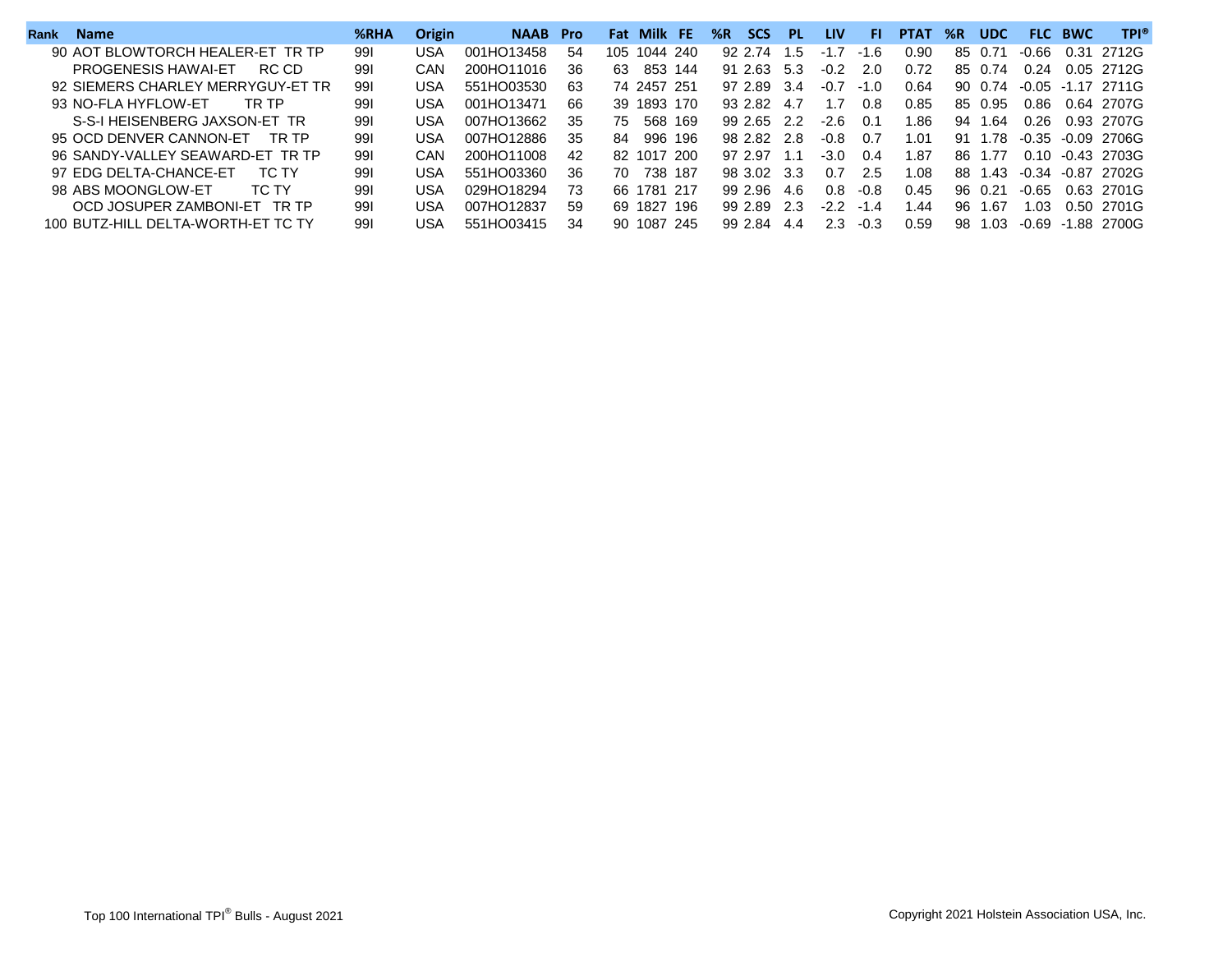| Rank | Name | %RHA | Origin | NAAB | Pro | Fat | Milk | FE | %R | SCS | PL | LIV | FI | PTAT | %R | UDC | FLC | BWC | TPI® |
|---|---|---|---|---|---|---|---|---|---|---|---|---|---|---|---|---|---|---|---|
| 90 | AOT BLOWTORCH HEALER-ET TR TP | 99I | USA | 001HO13458 | 54 | 105 | 1044 | 240 | 92 | 2.74 | 1.5 | -1.7 | -1.6 | 0.90 | 85 | 0.71 | -0.66 | 0.31 | 2712G |
| | PROGENESIS HAWAI-ET RC CD | 99I | CAN | 200HO11016 | 36 | 63 | 853 | 144 | 91 | 2.63 | 5.3 | -0.2 | 2.0 | 0.72 | 85 | 0.74 | 0.24 | 0.05 | 2712G |
| 92 | SIEMERS CHARLEY MERRYGUY-ET TR | 99I | USA | 551HO03530 | 63 | 74 | 2457 | 251 | 97 | 2.89 | 3.4 | -0.7 | -1.0 | 0.64 | 90 | 0.74 | -0.05 | -1.17 | 2711G |
| 93 | NO-FLA HYFLOW-ET TR TP | 99I | USA | 001HO13471 | 66 | 39 | 1893 | 170 | 93 | 2.82 | 4.7 | 1.7 | 0.8 | 0.85 | 85 | 0.95 | 0.86 | 0.64 | 2707G |
| | S-S-I HEISENBERG JAXSON-ET TR | 99I | USA | 007HO13662 | 35 | 75 | 568 | 169 | 99 | 2.65 | 2.2 | -2.6 | 0.1 | 1.86 | 94 | 1.64 | 0.26 | 0.93 | 2707G |
| 95 | OCD DENVER CANNON-ET TR TP | 99I | USA | 007HO12886 | 35 | 84 | 996 | 196 | 98 | 2.82 | 2.8 | -0.8 | 0.7 | 1.01 | 91 | 1.78 | -0.35 | -0.09 | 2706G |
| 96 | SANDY-VALLEY SEAWARD-ET TR TP | 99I | CAN | 200HO11008 | 42 | 82 | 1017 | 200 | 97 | 2.97 | 1.1 | -3.0 | 0.4 | 1.87 | 86 | 1.77 | 0.10 | -0.43 | 2703G |
| 97 | EDG DELTA-CHANCE-ET TC TY | 99I | USA | 551HO03360 | 36 | 70 | 738 | 187 | 98 | 3.02 | 3.3 | 0.7 | 2.5 | 1.08 | 88 | 1.43 | -0.34 | -0.87 | 2702G |
| 98 | ABS MOONGLOW-ET TC TY | 99I | USA | 029HO18294 | 73 | 66 | 1781 | 217 | 99 | 2.96 | 4.6 | 0.8 | -0.8 | 0.45 | 96 | 0.21 | -0.65 | 0.63 | 2701G |
| | OCD JOSUPER ZAMBONI-ET TR TP | 99I | USA | 007HO12837 | 59 | 69 | 1827 | 196 | 99 | 2.89 | 2.3 | -2.2 | -1.4 | 1.44 | 96 | 1.67 | 1.03 | 0.50 | 2701G |
| 100 | BUTZ-HILL DELTA-WORTH-ET TC TY | 99I | USA | 551HO03415 | 34 | 90 | 1087 | 245 | 99 | 2.84 | 4.4 | 2.3 | -0.3 | 0.59 | 98 | 1.03 | -0.69 | -1.88 | 2700G |

Top 100 International TPI® Bulls - August 2021

Copyright 2021 Holstein Association USA, Inc.